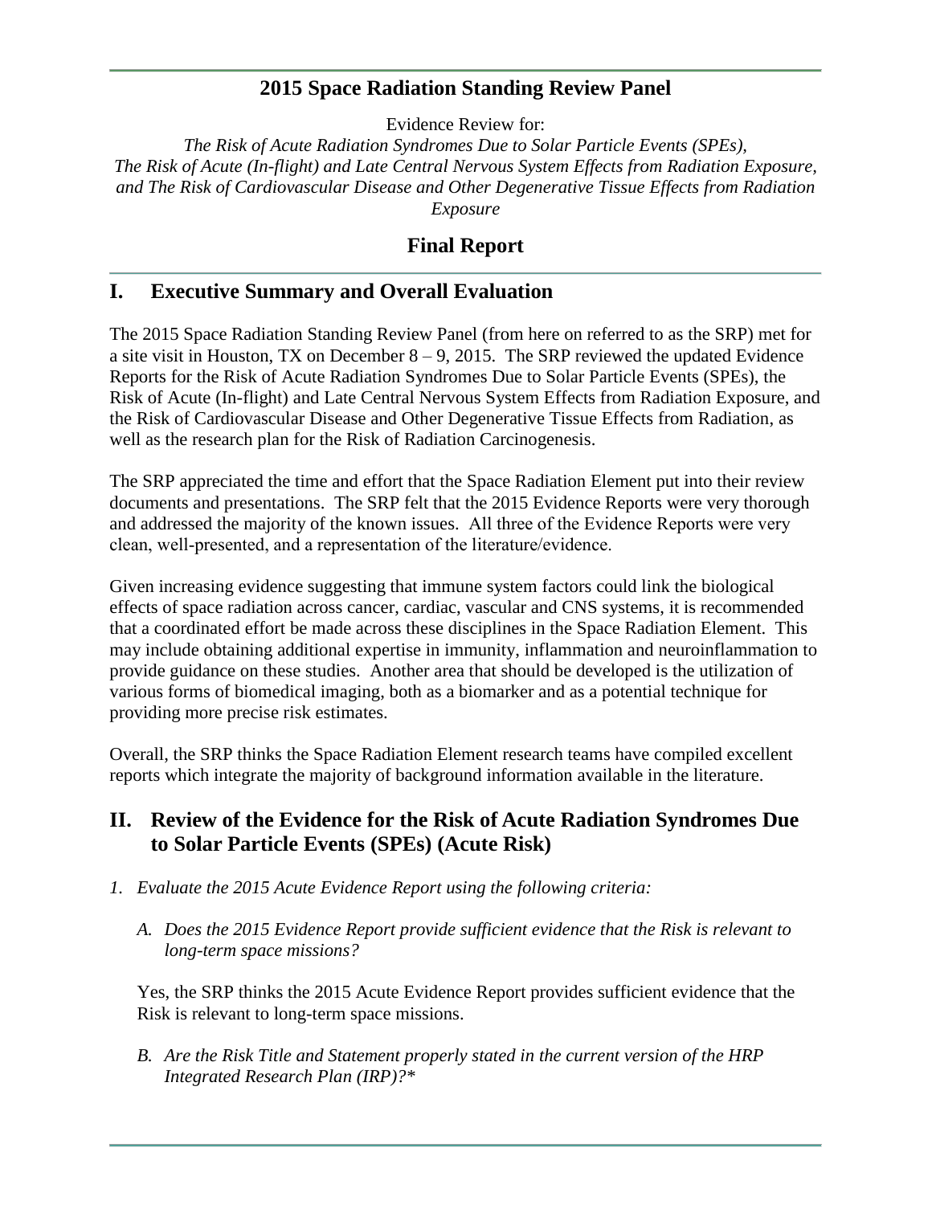# 2015 Space Radiation Standing Review Panel

Evidence Review for:

*The Risk of Acute Radiation Syndromes Due to Solar Particle Events (SPEs), The Risk of Acute (In-flight) and Late Central Nervous System Effects from Radiation Exposure, and The Risk of Cardiovascular Disease and Other Degenerative Tissue Effects from Radiation Exposure*

## Final Report

## I. Executive Summary and Overall Evaluation

The 2015 Space Radiation Standing Review Panel (from here on referred to as the SRP) met for a site visit in Houston, TX on December 8 – 9, 2015. The SRP reviewed the updated Evidence Reports for the Risk of Acute Radiation Syndromes Due to Solar Particle Events (SPEs), the Risk of Acute (In-flight) and Late Central Nervous System Effects from Radiation Exposure, and the Risk of Cardiovascular Disease and Other Degenerative Tissue Effects from Radiation, as well as the research plan for the Risk of Radiation Carcinogenesis.

The SRP appreciated the time and effort that the Space Radiation Element put into their review documents and presentations. The SRP felt that the 2015 Evidence Reports were very thorough and addressed the majority of the known issues. All three of the Evidence Reports were very clean, well-presented, and a representation of the literature/evidence.

Given increasing evidence suggesting that immune system factors could link the biological effects of space radiation across cancer, cardiac, vascular and CNS systems, it is recommended that a coordinated effort be made across these disciplines in the Space Radiation Element. This may include obtaining additional expertise in immunity, inflammation and neuroinflammation to provide guidance on these studies. Another area that should be developed is the utilization of various forms of biomedical imaging, both as a biomarker and as a potential technique for providing more precise risk estimates.

Overall, the SRP thinks the Space Radiation Element research teams have compiled excellent reports which integrate the majority of background information available in the literature.

## II. Review of the Evidence for the Risk of Acute Radiation Syndromes Due to Solar Particle Events (SPEs) (Acute Risk)

1. *Evaluate the 2015 Acute Evidence Report using the following criteria:*

   A. *Does the 2015 Evidence Report provide sufficient evidence that the Risk is relevant to long-term space missions?*

   Yes, the SRP thinks the 2015 Acute Evidence Report provides sufficient evidence that the Risk is relevant to long-term space missions.

   B. *Are the Risk Title and Statement properly stated in the current version of the HRP Integrated Research Plan (IRP)?**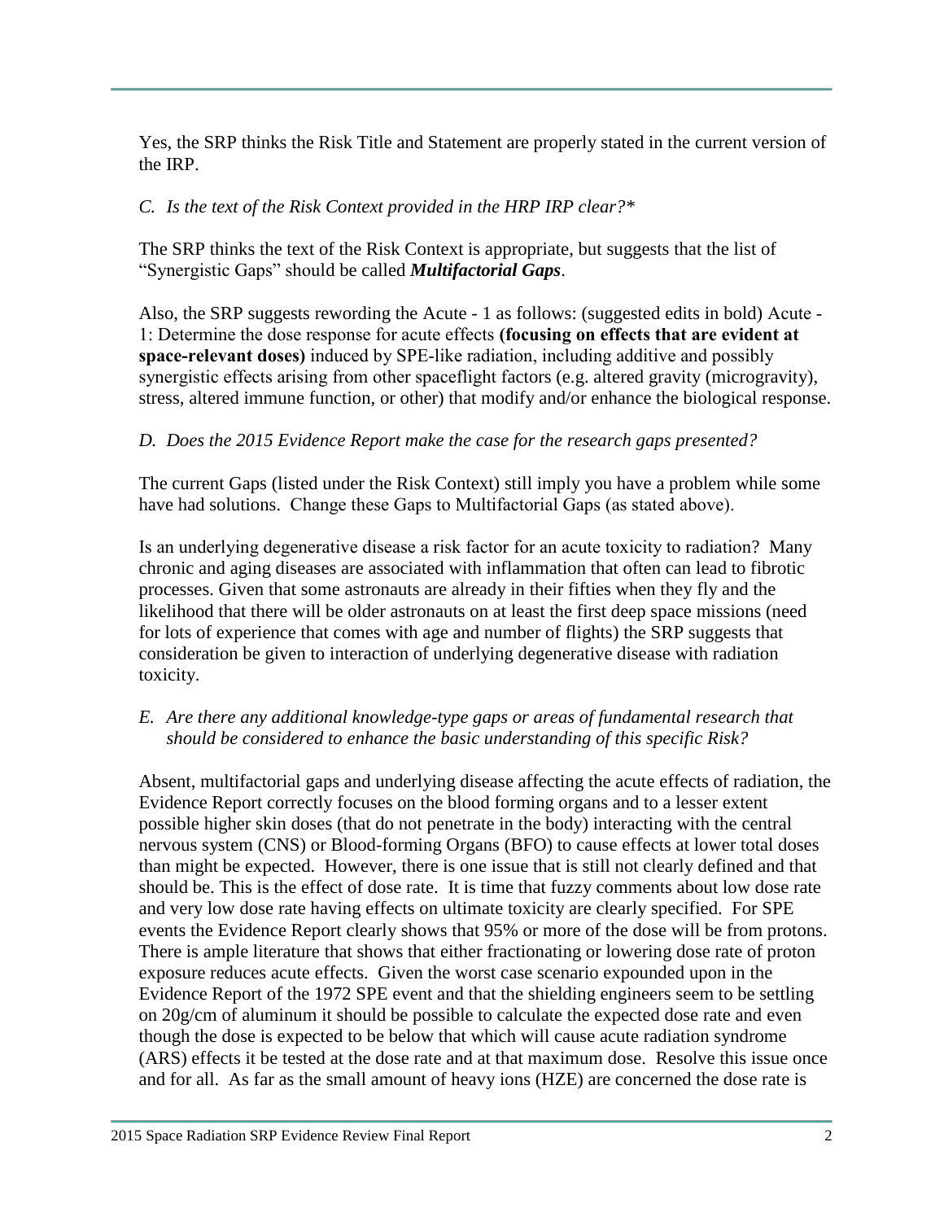Yes, the SRP thinks the Risk Title and Statement are properly stated in the current version of the IRP.

*C. Is the text of the Risk Context provided in the HRP IRP clear?**

The SRP thinks the text of the Risk Context is appropriate, but suggests that the list of "Synergistic Gaps" should be called ***Multifactorial Gaps***.

Also, the SRP suggests rewording the Acute - 1 as follows: (suggested edits in bold) Acute - 1: Determine the dose response for acute effects **(focusing on effects that are evident at space-relevant doses)** induced by SPE-like radiation, including additive and possibly synergistic effects arising from other spaceflight factors (e.g. altered gravity (microgravity), stress, altered immune function, or other) that modify and/or enhance the biological response.

*D. Does the 2015 Evidence Report make the case for the research gaps presented?*

The current Gaps (listed under the Risk Context) still imply you have a problem while some have had solutions. Change these Gaps to Multifactorial Gaps (as stated above).

Is an underlying degenerative disease a risk factor for an acute toxicity to radiation? Many chronic and aging diseases are associated with inflammation that often can lead to fibrotic processes. Given that some astronauts are already in their fifties when they fly and the likelihood that there will be older astronauts on at least the first deep space missions (need for lots of experience that comes with age and number of flights) the SRP suggests that consideration be given to interaction of underlying degenerative disease with radiation toxicity.

*E. Are there any additional knowledge-type gaps or areas of fundamental research that should be considered to enhance the basic understanding of this specific Risk?*

Absent, multifactorial gaps and underlying disease affecting the acute effects of radiation, the Evidence Report correctly focuses on the blood forming organs and to a lesser extent possible higher skin doses (that do not penetrate in the body) interacting with the central nervous system (CNS) or Blood-forming Organs (BFO) to cause effects at lower total doses than might be expected. However, there is one issue that is still not clearly defined and that should be. This is the effect of dose rate. It is time that fuzzy comments about low dose rate and very low dose rate having effects on ultimate toxicity are clearly specified. For SPE events the Evidence Report clearly shows that 95% or more of the dose will be from protons. There is ample literature that shows that either fractionating or lowering dose rate of proton exposure reduces acute effects. Given the worst case scenario expounded upon in the Evidence Report of the 1972 SPE event and that the shielding engineers seem to be settling on 20g/cm of aluminum it should be possible to calculate the expected dose rate and even though the dose is expected to be below that which will cause acute radiation syndrome (ARS) effects it be tested at the dose rate and at that maximum dose. Resolve this issue once and for all. As far as the small amount of heavy ions (HZE) are concerned the dose rate is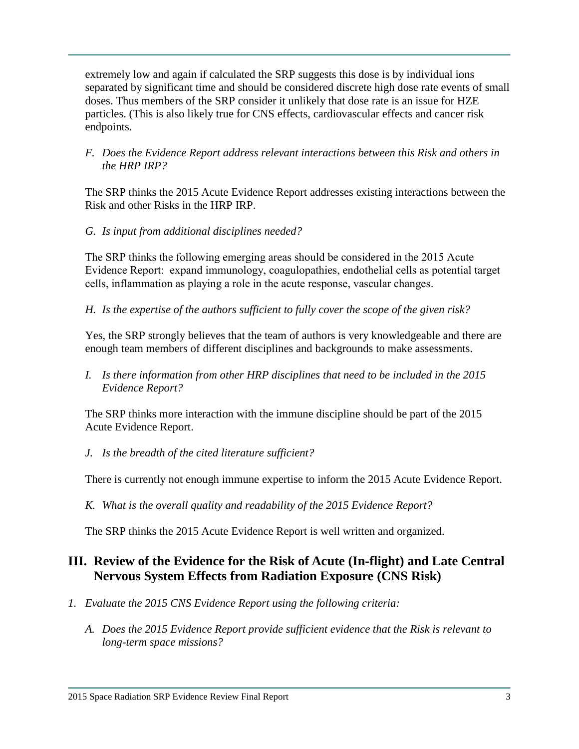extremely low and again if calculated the SRP suggests this dose is by individual ions separated by significant time and should be considered discrete high dose rate events of small doses. Thus members of the SRP consider it unlikely that dose rate is an issue for HZE particles. (This is also likely true for CNS effects, cardiovascular effects and cancer risk endpoints.

*F. Does the Evidence Report address relevant interactions between this Risk and others in the HRP IRP?*

The SRP thinks the 2015 Acute Evidence Report addresses existing interactions between the Risk and other Risks in the HRP IRP.

*G. Is input from additional disciplines needed?*

The SRP thinks the following emerging areas should be considered in the 2015 Acute Evidence Report: expand immunology, coagulopathies, endothelial cells as potential target cells, inflammation as playing a role in the acute response, vascular changes.

*H. Is the expertise of the authors sufficient to fully cover the scope of the given risk?*

Yes, the SRP strongly believes that the team of authors is very knowledgeable and there are enough team members of different disciplines and backgrounds to make assessments.

*I. Is there information from other HRP disciplines that need to be included in the 2015 Evidence Report?*

The SRP thinks more interaction with the immune discipline should be part of the 2015 Acute Evidence Report.

*J. Is the breadth of the cited literature sufficient?*

There is currently not enough immune expertise to inform the 2015 Acute Evidence Report.

*K. What is the overall quality and readability of the 2015 Evidence Report?*

The SRP thinks the 2015 Acute Evidence Report is well written and organized.

## III. Review of the Evidence for the Risk of Acute (In-flight) and Late Central Nervous System Effects from Radiation Exposure (CNS Risk)

*1. Evaluate the 2015 CNS Evidence Report using the following criteria:*

*A. Does the 2015 Evidence Report provide sufficient evidence that the Risk is relevant to long-term space missions?*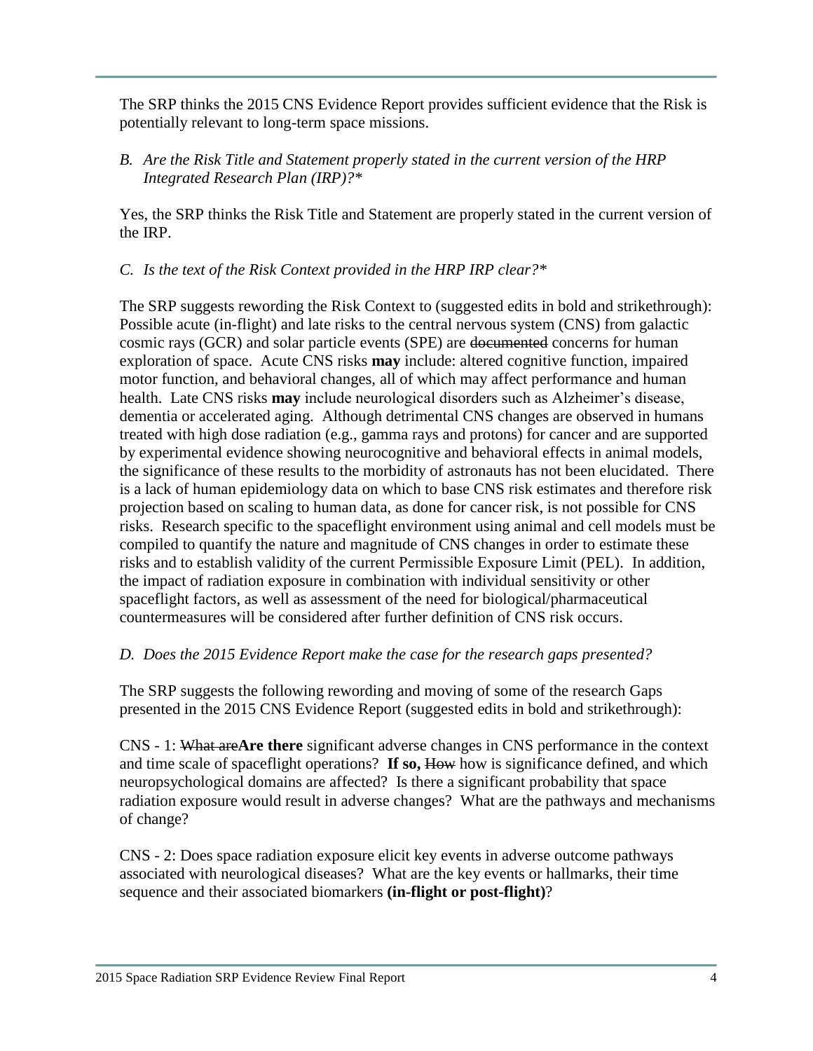The SRP thinks the 2015 CNS Evidence Report provides sufficient evidence that the Risk is potentially relevant to long-term space missions.

*B. Are the Risk Title and Statement properly stated in the current version of the HRP Integrated Research Plan (IRP)?\**

Yes, the SRP thinks the Risk Title and Statement are properly stated in the current version of the IRP.

*C. Is the text of the Risk Context provided in the HRP IRP clear?\**

The SRP suggests rewording the Risk Context to (suggested edits in bold and strikethrough): Possible acute (in-flight) and late risks to the central nervous system (CNS) from galactic cosmic rays (GCR) and solar particle events (SPE) are ~~documented~~ concerns for human exploration of space. Acute CNS risks **may** include: altered cognitive function, impaired motor function, and behavioral changes, all of which may affect performance and human health. Late CNS risks **may** include neurological disorders such as Alzheimer's disease, dementia or accelerated aging. Although detrimental CNS changes are observed in humans treated with high dose radiation (e.g., gamma rays and protons) for cancer and are supported by experimental evidence showing neurocognitive and behavioral effects in animal models, the significance of these results to the morbidity of astronauts has not been elucidated. There is a lack of human epidemiology data on which to base CNS risk estimates and therefore risk projection based on scaling to human data, as done for cancer risk, is not possible for CNS risks. Research specific to the spaceflight environment using animal and cell models must be compiled to quantify the nature and magnitude of CNS changes in order to estimate these risks and to establish validity of the current Permissible Exposure Limit (PEL). In addition, the impact of radiation exposure in combination with individual sensitivity or other spaceflight factors, as well as assessment of the need for biological/pharmaceutical countermeasures will be considered after further definition of CNS risk occurs.

*D. Does the 2015 Evidence Report make the case for the research gaps presented?*

The SRP suggests the following rewording and moving of some of the research Gaps presented in the 2015 CNS Evidence Report (suggested edits in bold and strikethrough):

CNS - 1: ~~What are~~**Are there** significant adverse changes in CNS performance in the context and time scale of spaceflight operations? **If so,** ~~How~~ how is significance defined, and which neuropsychological domains are affected? Is there a significant probability that space radiation exposure would result in adverse changes? What are the pathways and mechanisms of change?

CNS - 2: Does space radiation exposure elicit key events in adverse outcome pathways associated with neurological diseases? What are the key events or hallmarks, their time sequence and their associated biomarkers **(in-flight or post-flight)**?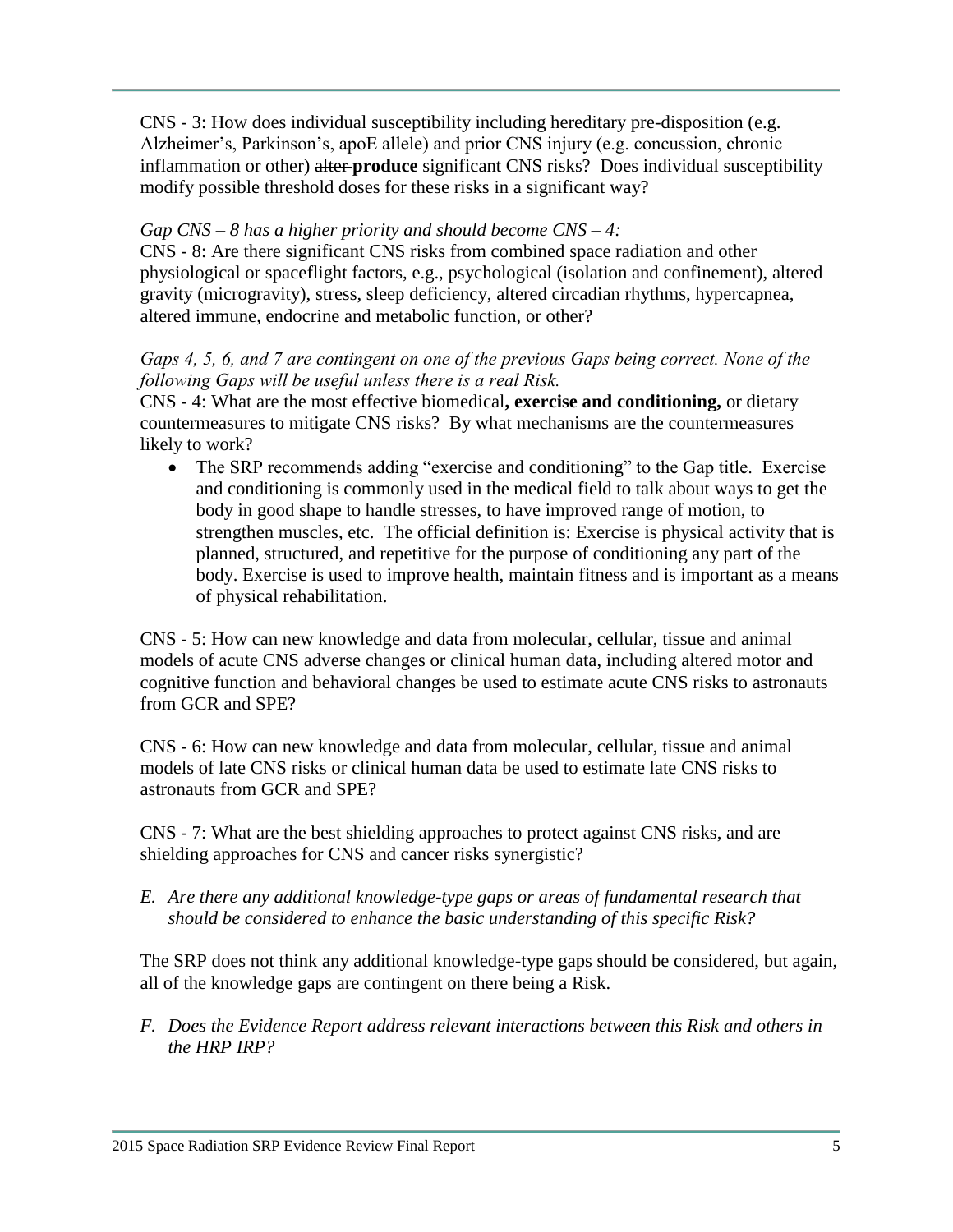CNS - 3: How does individual susceptibility including hereditary pre-disposition (e.g. Alzheimer's, Parkinson's, apoE allele) and prior CNS injury (e.g. concussion, chronic inflammation or other) ~~alter~~ **produce** significant CNS risks? Does individual susceptibility modify possible threshold doses for these risks in a significant way?

*Gap CNS – 8 has a higher priority and should become CNS – 4:*
CNS - 8: Are there significant CNS risks from combined space radiation and other physiological or spaceflight factors, e.g., psychological (isolation and confinement), altered gravity (microgravity), stress, sleep deficiency, altered circadian rhythms, hypercapnea, altered immune, endocrine and metabolic function, or other?

*Gaps 4, 5, 6, and 7 are contingent on one of the previous Gaps being correct. None of the following Gaps will be useful unless there is a real Risk.*
CNS - 4: What are the most effective biomedical**, exercise and conditioning,** or dietary countermeasures to mitigate CNS risks? By what mechanisms are the countermeasures likely to work?

- The SRP recommends adding "exercise and conditioning" to the Gap title. Exercise and conditioning is commonly used in the medical field to talk about ways to get the body in good shape to handle stresses, to have improved range of motion, to strengthen muscles, etc. The official definition is: Exercise is physical activity that is planned, structured, and repetitive for the purpose of conditioning any part of the body. Exercise is used to improve health, maintain fitness and is important as a means of physical rehabilitation.

CNS - 5: How can new knowledge and data from molecular, cellular, tissue and animal models of acute CNS adverse changes or clinical human data, including altered motor and cognitive function and behavioral changes be used to estimate acute CNS risks to astronauts from GCR and SPE?

CNS - 6: How can new knowledge and data from molecular, cellular, tissue and animal models of late CNS risks or clinical human data be used to estimate late CNS risks to astronauts from GCR and SPE?

CNS - 7: What are the best shielding approaches to protect against CNS risks, and are shielding approaches for CNS and cancer risks synergistic?

*E. Are there any additional knowledge-type gaps or areas of fundamental research that should be considered to enhance the basic understanding of this specific Risk?*

The SRP does not think any additional knowledge-type gaps should be considered, but again, all of the knowledge gaps are contingent on there being a Risk.

*F. Does the Evidence Report address relevant interactions between this Risk and others in the HRP IRP?*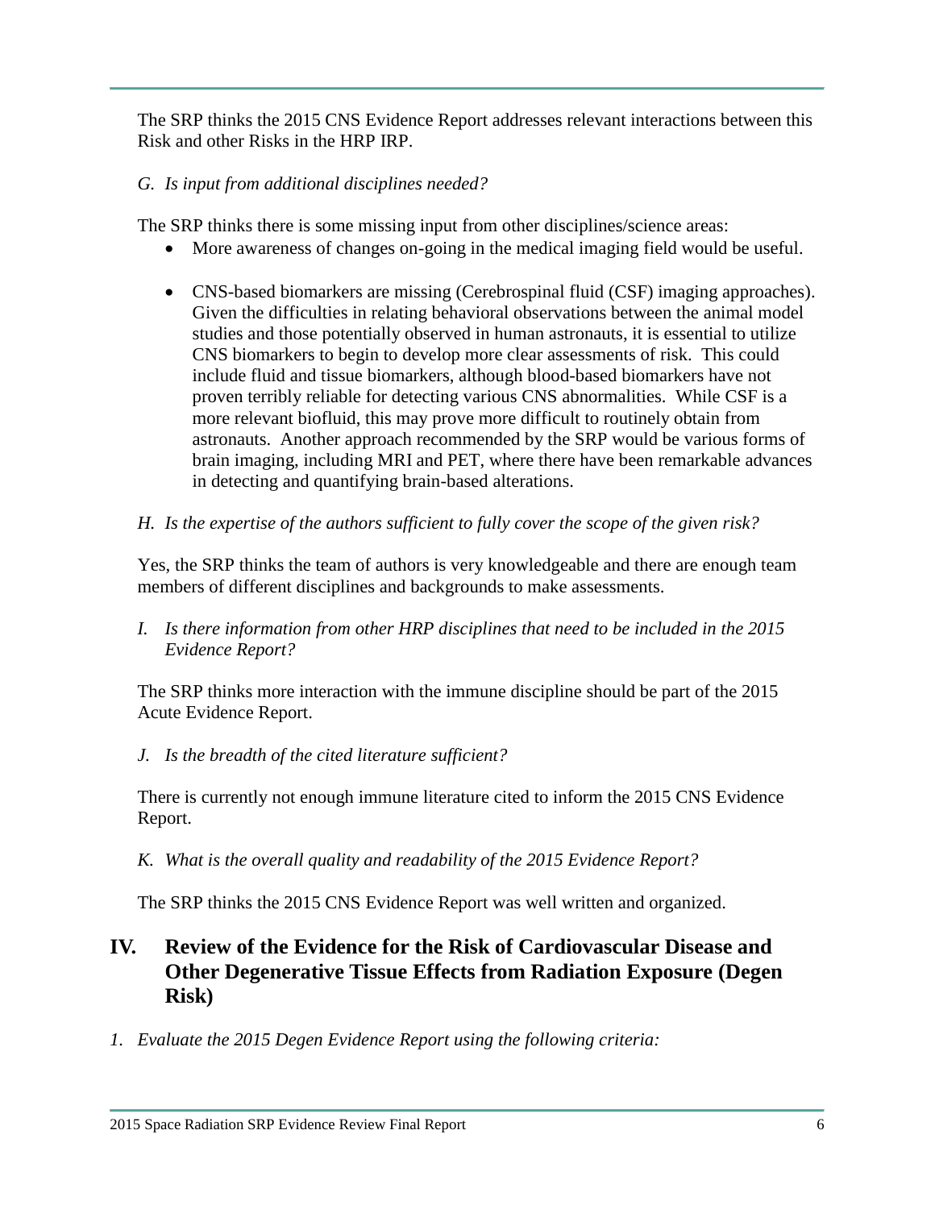The SRP thinks the 2015 CNS Evidence Report addresses relevant interactions between this Risk and other Risks in the HRP IRP.

*G. Is input from additional disciplines needed?*

The SRP thinks there is some missing input from other disciplines/science areas:

- More awareness of changes on-going in the medical imaging field would be useful.
- CNS-based biomarkers are missing (Cerebrospinal fluid (CSF) imaging approaches). Given the difficulties in relating behavioral observations between the animal model studies and those potentially observed in human astronauts, it is essential to utilize CNS biomarkers to begin to develop more clear assessments of risk. This could include fluid and tissue biomarkers, although blood-based biomarkers have not proven terribly reliable for detecting various CNS abnormalities. While CSF is a more relevant biofluid, this may prove more difficult to routinely obtain from astronauts. Another approach recommended by the SRP would be various forms of brain imaging, including MRI and PET, where there have been remarkable advances in detecting and quantifying brain-based alterations.

*H. Is the expertise of the authors sufficient to fully cover the scope of the given risk?*

Yes, the SRP thinks the team of authors is very knowledgeable and there are enough team members of different disciplines and backgrounds to make assessments.

*I. Is there information from other HRP disciplines that need to be included in the 2015 Evidence Report?*

The SRP thinks more interaction with the immune discipline should be part of the 2015 Acute Evidence Report.

*J. Is the breadth of the cited literature sufficient?*

There is currently not enough immune literature cited to inform the 2015 CNS Evidence Report.

*K. What is the overall quality and readability of the 2015 Evidence Report?*

The SRP thinks the 2015 CNS Evidence Report was well written and organized.

## IV. Review of the Evidence for the Risk of Cardiovascular Disease and Other Degenerative Tissue Effects from Radiation Exposure (Degen Risk)

*1. Evaluate the 2015 Degen Evidence Report using the following criteria:*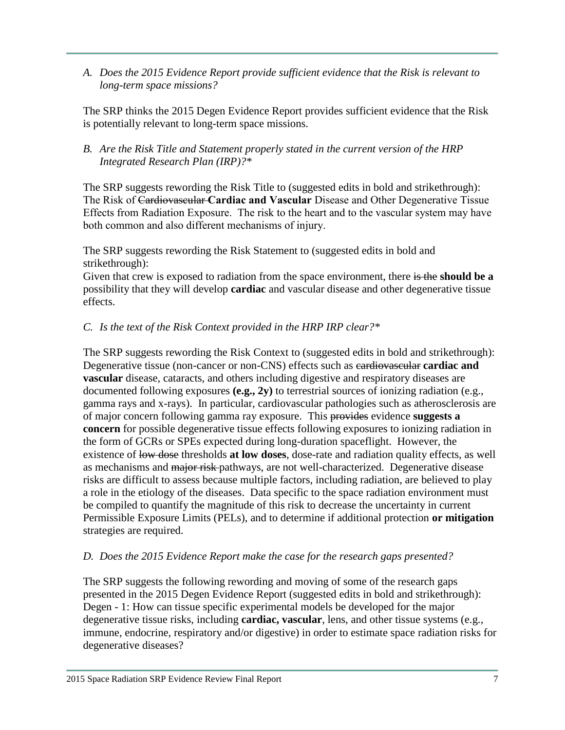*A. Does the 2015 Evidence Report provide sufficient evidence that the Risk is relevant to long-term space missions?*

The SRP thinks the 2015 Degen Evidence Report provides sufficient evidence that the Risk is potentially relevant to long-term space missions.

*B. Are the Risk Title and Statement properly stated in the current version of the HRP Integrated Research Plan (IRP)?\**

The SRP suggests rewording the Risk Title to (suggested edits in bold and strikethrough):
The Risk of ~~Cardiovascular~~ **Cardiac and Vascular** Disease and Other Degenerative Tissue Effects from Radiation Exposure. The risk to the heart and to the vascular system may have both common and also different mechanisms of injury.

The SRP suggests rewording the Risk Statement to (suggested edits in bold and strikethrough):
Given that crew is exposed to radiation from the space environment, there ~~is the~~ **should be a** possibility that they will develop **cardiac** and vascular disease and other degenerative tissue effects.

*C. Is the text of the Risk Context provided in the HRP IRP clear?\**

The SRP suggests rewording the Risk Context to (suggested edits in bold and strikethrough):
Degenerative tissue (non-cancer or non-CNS) effects such as ~~cardiovascular~~ **cardiac and vascular** disease, cataracts, and others including digestive and respiratory diseases are documented following exposures **(e.g., 2y)** to terrestrial sources of ionizing radiation (e.g., gamma rays and x-rays). In particular, cardiovascular pathologies such as atherosclerosis are of major concern following gamma ray exposure. This ~~provides~~ evidence **suggests a concern** for possible degenerative tissue effects following exposures to ionizing radiation in the form of GCRs or SPEs expected during long-duration spaceflight. However, the existence of ~~low dose~~ thresholds **at low doses**, dose-rate and radiation quality effects, as well as mechanisms and ~~major risk~~ pathways, are not well-characterized. Degenerative disease risks are difficult to assess because multiple factors, including radiation, are believed to play a role in the etiology of the diseases. Data specific to the space radiation environment must be compiled to quantify the magnitude of this risk to decrease the uncertainty in current Permissible Exposure Limits (PELs), and to determine if additional protection **or mitigation** strategies are required.

*D. Does the 2015 Evidence Report make the case for the research gaps presented?*

The SRP suggests the following rewording and moving of some of the research gaps presented in the 2015 Degen Evidence Report (suggested edits in bold and strikethrough):
Degen - 1: How can tissue specific experimental models be developed for the major degenerative tissue risks, including **cardiac, vascular**, lens, and other tissue systems (e.g., immune, endocrine, respiratory and/or digestive) in order to estimate space radiation risks for degenerative diseases?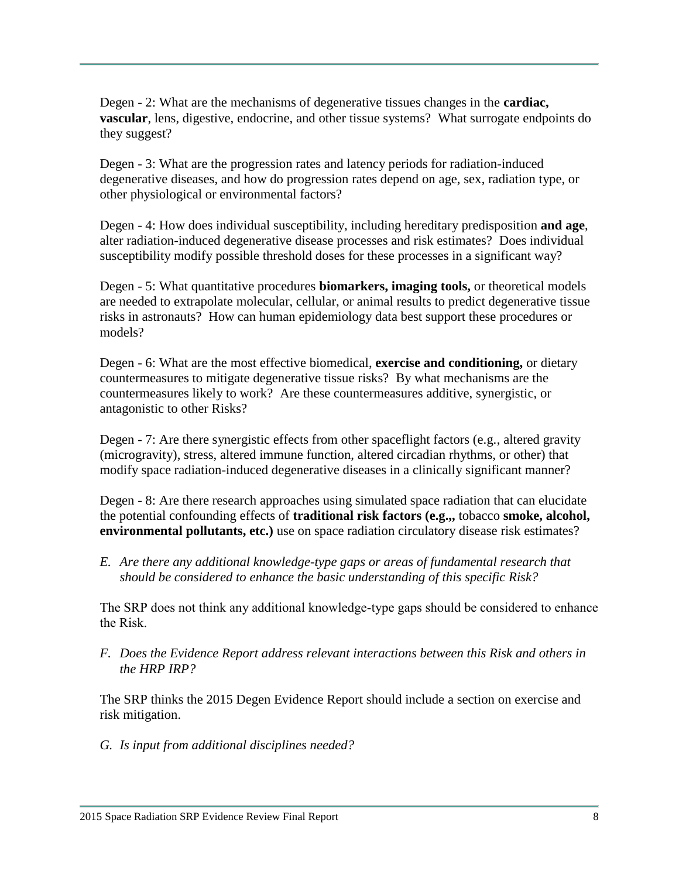Degen - 2: What are the mechanisms of degenerative tissues changes in the **cardiac, vascular**, lens, digestive, endocrine, and other tissue systems? What surrogate endpoints do they suggest?

Degen - 3: What are the progression rates and latency periods for radiation-induced degenerative diseases, and how do progression rates depend on age, sex, radiation type, or other physiological or environmental factors?

Degen - 4: How does individual susceptibility, including hereditary predisposition **and age**, alter radiation-induced degenerative disease processes and risk estimates? Does individual susceptibility modify possible threshold doses for these processes in a significant way?

Degen - 5: What quantitative procedures **biomarkers, imaging tools,** or theoretical models are needed to extrapolate molecular, cellular, or animal results to predict degenerative tissue risks in astronauts? How can human epidemiology data best support these procedures or models?

Degen - 6: What are the most effective biomedical, **exercise and conditioning,** or dietary countermeasures to mitigate degenerative tissue risks? By what mechanisms are the countermeasures likely to work? Are these countermeasures additive, synergistic, or antagonistic to other Risks?

Degen - 7: Are there synergistic effects from other spaceflight factors (e.g., altered gravity (microgravity), stress, altered immune function, altered circadian rhythms, or other) that modify space radiation-induced degenerative diseases in a clinically significant manner?

Degen - 8: Are there research approaches using simulated space radiation that can elucidate the potential confounding effects of **traditional risk factors (e.g.,,** tobacco **smoke, alcohol, environmental pollutants, etc.)** use on space radiation circulatory disease risk estimates?

*E. Are there any additional knowledge-type gaps or areas of fundamental research that should be considered to enhance the basic understanding of this specific Risk?*

The SRP does not think any additional knowledge-type gaps should be considered to enhance the Risk.

*F. Does the Evidence Report address relevant interactions between this Risk and others in the HRP IRP?*

The SRP thinks the 2015 Degen Evidence Report should include a section on exercise and risk mitigation.

*G. Is input from additional disciplines needed?*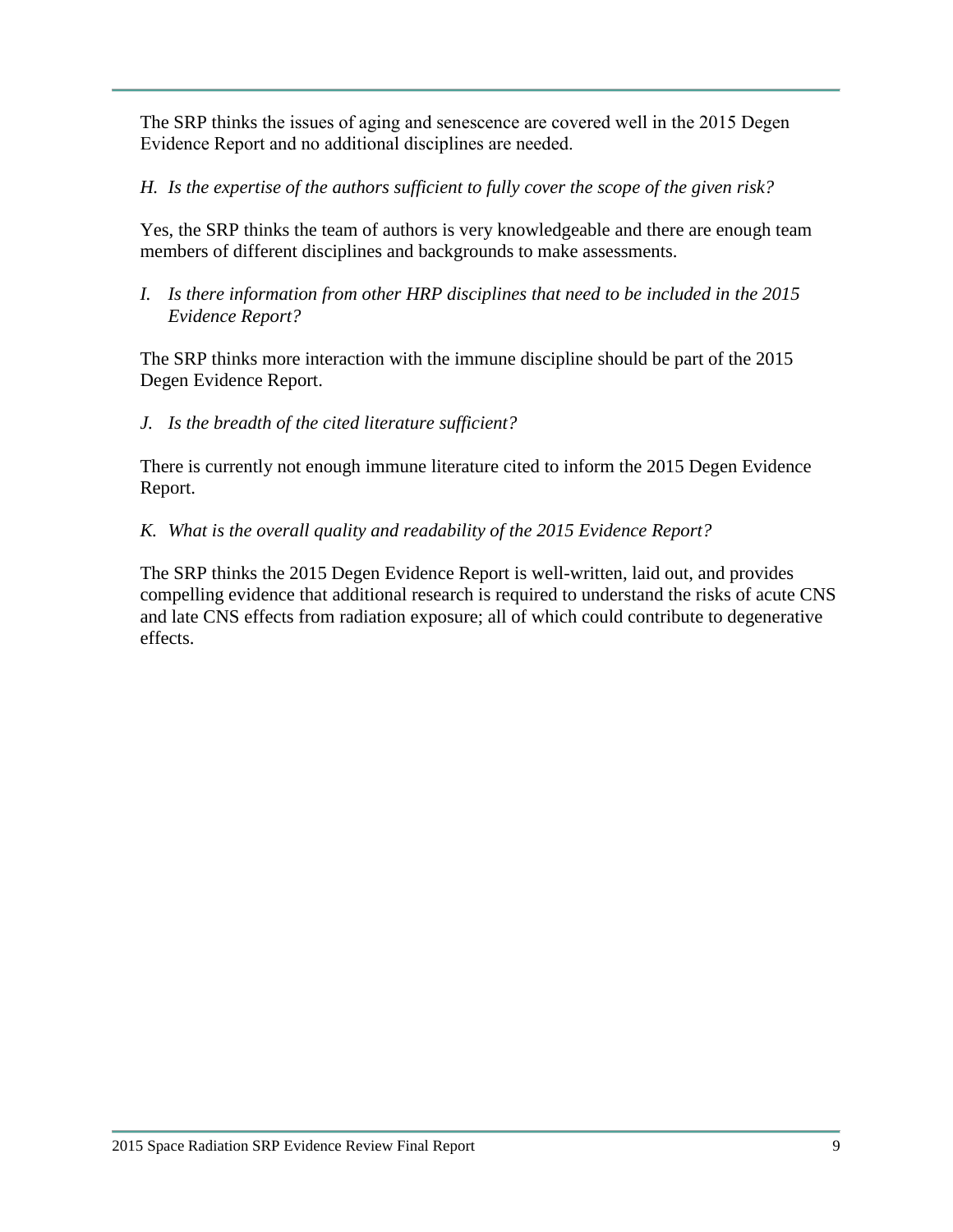The SRP thinks the issues of aging and senescence are covered well in the 2015 Degen Evidence Report and no additional disciplines are needed.

*H. Is the expertise of the authors sufficient to fully cover the scope of the given risk?*

Yes, the SRP thinks the team of authors is very knowledgeable and there are enough team members of different disciplines and backgrounds to make assessments.

*I. Is there information from other HRP disciplines that need to be included in the 2015 Evidence Report?*

The SRP thinks more interaction with the immune discipline should be part of the 2015 Degen Evidence Report.

*J. Is the breadth of the cited literature sufficient?*

There is currently not enough immune literature cited to inform the 2015 Degen Evidence Report.

*K. What is the overall quality and readability of the 2015 Evidence Report?*

The SRP thinks the 2015 Degen Evidence Report is well-written, laid out, and provides compelling evidence that additional research is required to understand the risks of acute CNS and late CNS effects from radiation exposure; all of which could contribute to degenerative effects.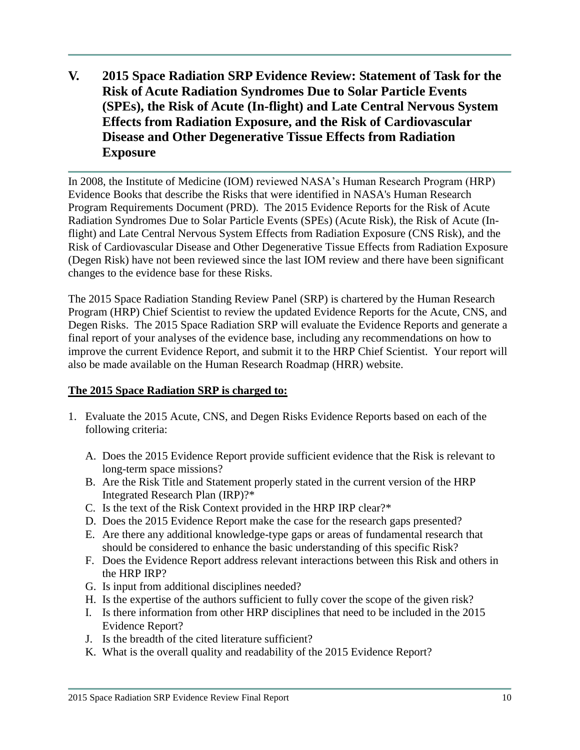## V. 2015 Space Radiation SRP Evidence Review: Statement of Task for the Risk of Acute Radiation Syndromes Due to Solar Particle Events (SPEs), the Risk of Acute (In-flight) and Late Central Nervous System Effects from Radiation Exposure, and the Risk of Cardiovascular Disease and Other Degenerative Tissue Effects from Radiation Exposure

In 2008, the Institute of Medicine (IOM) reviewed NASA's Human Research Program (HRP) Evidence Books that describe the Risks that were identified in NASA's Human Research Program Requirements Document (PRD). The 2015 Evidence Reports for the Risk of Acute Radiation Syndromes Due to Solar Particle Events (SPEs) (Acute Risk), the Risk of Acute (In-flight) and Late Central Nervous System Effects from Radiation Exposure (CNS Risk), and the Risk of Cardiovascular Disease and Other Degenerative Tissue Effects from Radiation Exposure (Degen Risk) have not been reviewed since the last IOM review and there have been significant changes to the evidence base for these Risks.

The 2015 Space Radiation Standing Review Panel (SRP) is chartered by the Human Research Program (HRP) Chief Scientist to review the updated Evidence Reports for the Acute, CNS, and Degen Risks. The 2015 Space Radiation SRP will evaluate the Evidence Reports and generate a final report of your analyses of the evidence base, including any recommendations on how to improve the current Evidence Report, and submit it to the HRP Chief Scientist. Your report will also be made available on the Human Research Roadmap (HRR) website.

**<u>The 2015 Space Radiation SRP is charged to:</u>**

1. Evaluate the 2015 Acute, CNS, and Degen Risks Evidence Reports based on each of the following criteria:

   A. Does the 2015 Evidence Report provide sufficient evidence that the Risk is relevant to long-term space missions?
   B. Are the Risk Title and Statement properly stated in the current version of the HRP Integrated Research Plan (IRP)?*
   C. Is the text of the Risk Context provided in the HRP IRP clear?*
   D. Does the 2015 Evidence Report make the case for the research gaps presented?
   E. Are there any additional knowledge-type gaps or areas of fundamental research that should be considered to enhance the basic understanding of this specific Risk?
   F. Does the Evidence Report address relevant interactions between this Risk and others in the HRP IRP?
   G. Is input from additional disciplines needed?
   H. Is the expertise of the authors sufficient to fully cover the scope of the given risk?
   I. Is there information from other HRP disciplines that need to be included in the 2015 Evidence Report?
   J. Is the breadth of the cited literature sufficient?
   K. What is the overall quality and readability of the 2015 Evidence Report?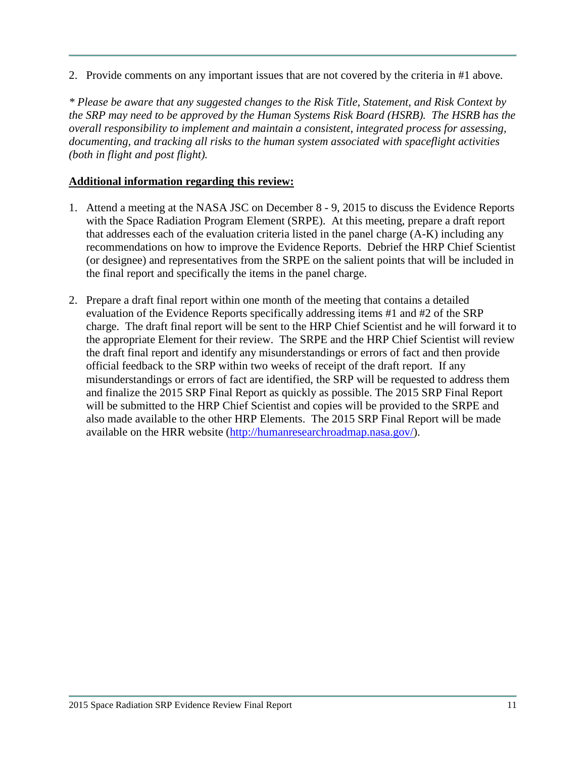2. Provide comments on any important issues that are not covered by the criteria in #1 above.

*\* Please be aware that any suggested changes to the Risk Title, Statement, and Risk Context by the SRP may need to be approved by the Human Systems Risk Board (HSRB). The HSRB has the overall responsibility to implement and maintain a consistent, integrated process for assessing, documenting, and tracking all risks to the human system associated with spaceflight activities (both in flight and post flight).*

**<u>Additional information regarding this review:</u>**

1. Attend a meeting at the NASA JSC on December 8 - 9, 2015 to discuss the Evidence Reports with the Space Radiation Program Element (SRPE). At this meeting, prepare a draft report that addresses each of the evaluation criteria listed in the panel charge (A-K) including any recommendations on how to improve the Evidence Reports. Debrief the HRP Chief Scientist (or designee) and representatives from the SRPE on the salient points that will be included in the final report and specifically the items in the panel charge.

2. Prepare a draft final report within one month of the meeting that contains a detailed evaluation of the Evidence Reports specifically addressing items #1 and #2 of the SRP charge. The draft final report will be sent to the HRP Chief Scientist and he will forward it to the appropriate Element for their review. The SRPE and the HRP Chief Scientist will review the draft final report and identify any misunderstandings or errors of fact and then provide official feedback to the SRP within two weeks of receipt of the draft report. If any misunderstandings or errors of fact are identified, the SRP will be requested to address them and finalize the 2015 SRP Final Report as quickly as possible. The 2015 SRP Final Report will be submitted to the HRP Chief Scientist and copies will be provided to the SRPE and also made available to the other HRP Elements. The 2015 SRP Final Report will be made available on the HRR website (http://humanresearchroadmap.nasa.gov/).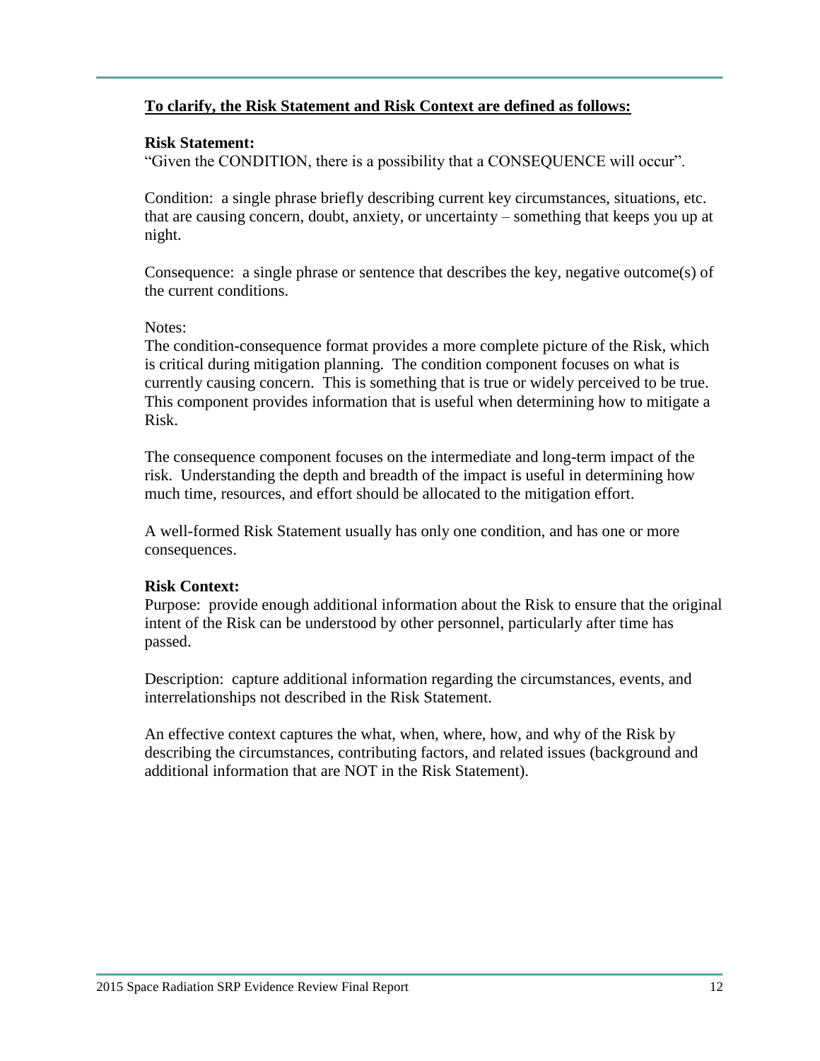**<u>To clarify, the Risk Statement and Risk Context are defined as follows:</u>**

**Risk Statement:**

"Given the CONDITION, there is a possibility that a CONSEQUENCE will occur".

Condition: a single phrase briefly describing current key circumstances, situations, etc. that are causing concern, doubt, anxiety, or uncertainty – something that keeps you up at night.

Consequence: a single phrase or sentence that describes the key, negative outcome(s) of the current conditions.

Notes:

The condition-consequence format provides a more complete picture of the Risk, which is critical during mitigation planning. The condition component focuses on what is currently causing concern. This is something that is true or widely perceived to be true. This component provides information that is useful when determining how to mitigate a Risk.

The consequence component focuses on the intermediate and long-term impact of the risk. Understanding the depth and breadth of the impact is useful in determining how much time, resources, and effort should be allocated to the mitigation effort.

A well-formed Risk Statement usually has only one condition, and has one or more consequences.

**Risk Context:**

Purpose: provide enough additional information about the Risk to ensure that the original intent of the Risk can be understood by other personnel, particularly after time has passed.

Description: capture additional information regarding the circumstances, events, and interrelationships not described in the Risk Statement.

An effective context captures the what, when, where, how, and why of the Risk by describing the circumstances, contributing factors, and related issues (background and additional information that are NOT in the Risk Statement).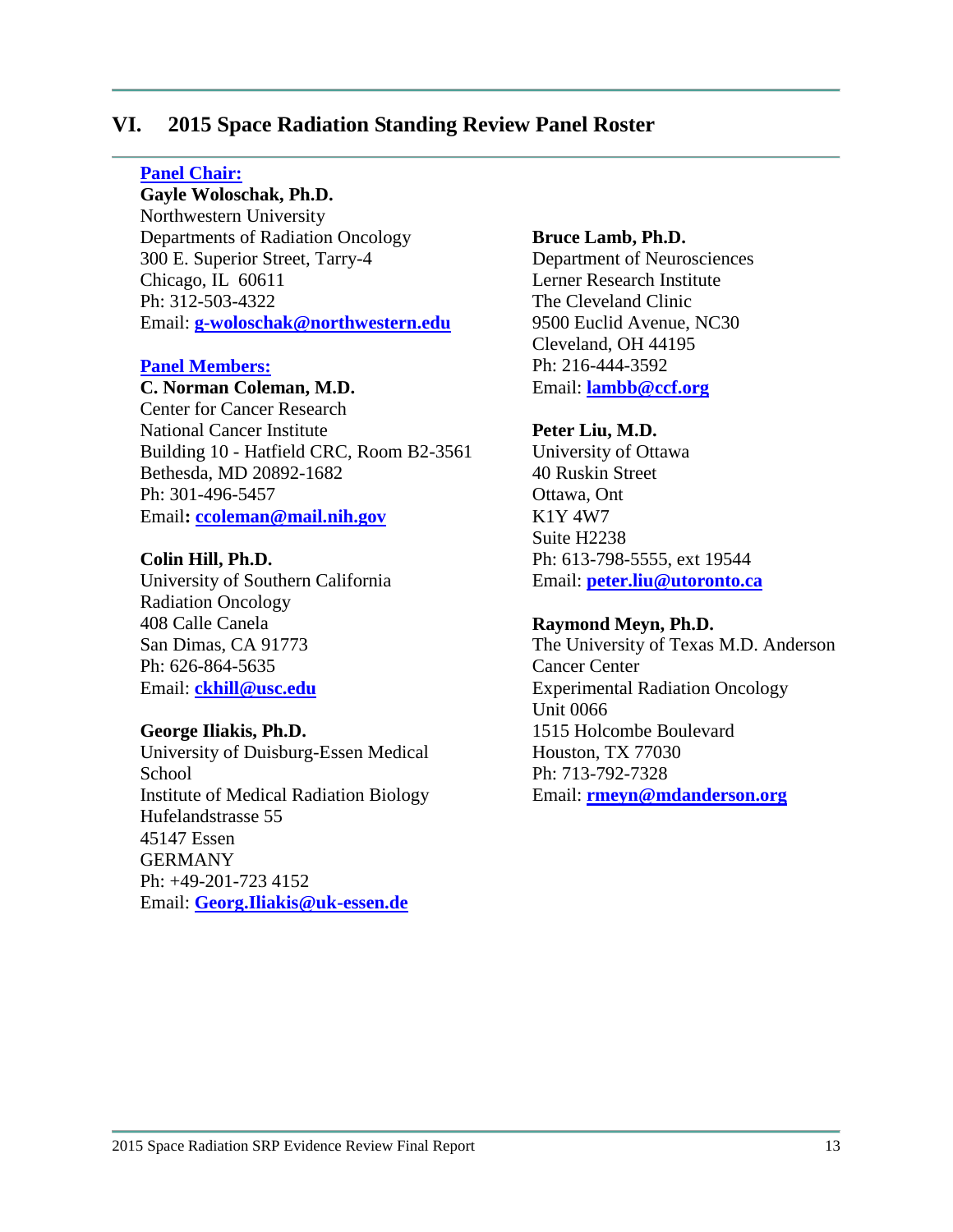## VI. 2015 Space Radiation Standing Review Panel Roster

**Panel Chair:**

**Gayle Woloschak, Ph.D.**
Northwestern University
Departments of Radiation Oncology
300 E. Superior Street, Tarry-4
Chicago, IL 60611
Ph: 312-503-4322
Email: **g-woloschak@northwestern.edu**

**Panel Members:**

**C. Norman Coleman, M.D.**
Center for Cancer Research
National Cancer Institute
Building 10 - Hatfield CRC, Room B2-3561
Bethesda, MD 20892-1682
Ph: 301-496-5457
Email**: ccoleman@mail.nih.gov**

**Colin Hill, Ph.D.**
University of Southern California
Radiation Oncology
408 Calle Canela
San Dimas, CA 91773
Ph: 626-864-5635
Email: **ckhill@usc.edu**

**George Iliakis, Ph.D.**
University of Duisburg-Essen Medical School
Institute of Medical Radiation Biology
Hufelandstrasse 55
45147 Essen
GERMANY
Ph: +49-201-723 4152
Email: **Georg.Iliakis@uk-essen.de**

**Bruce Lamb, Ph.D.**
Department of Neurosciences
Lerner Research Institute
The Cleveland Clinic
9500 Euclid Avenue, NC30
Cleveland, OH 44195
Ph: 216-444-3592
Email: **lambb@ccf.org**

**Peter Liu, M.D.**
University of Ottawa
40 Ruskin Street
Ottawa, Ont
K1Y 4W7
Suite H2238
Ph: 613-798-5555, ext 19544
Email: **peter.liu@utoronto.ca**

**Raymond Meyn, Ph.D.**
The University of Texas M.D. Anderson Cancer Center
Experimental Radiation Oncology
Unit 0066
1515 Holcombe Boulevard
Houston, TX 77030
Ph: 713-792-7328
Email: **rmeyn@mdanderson.org**